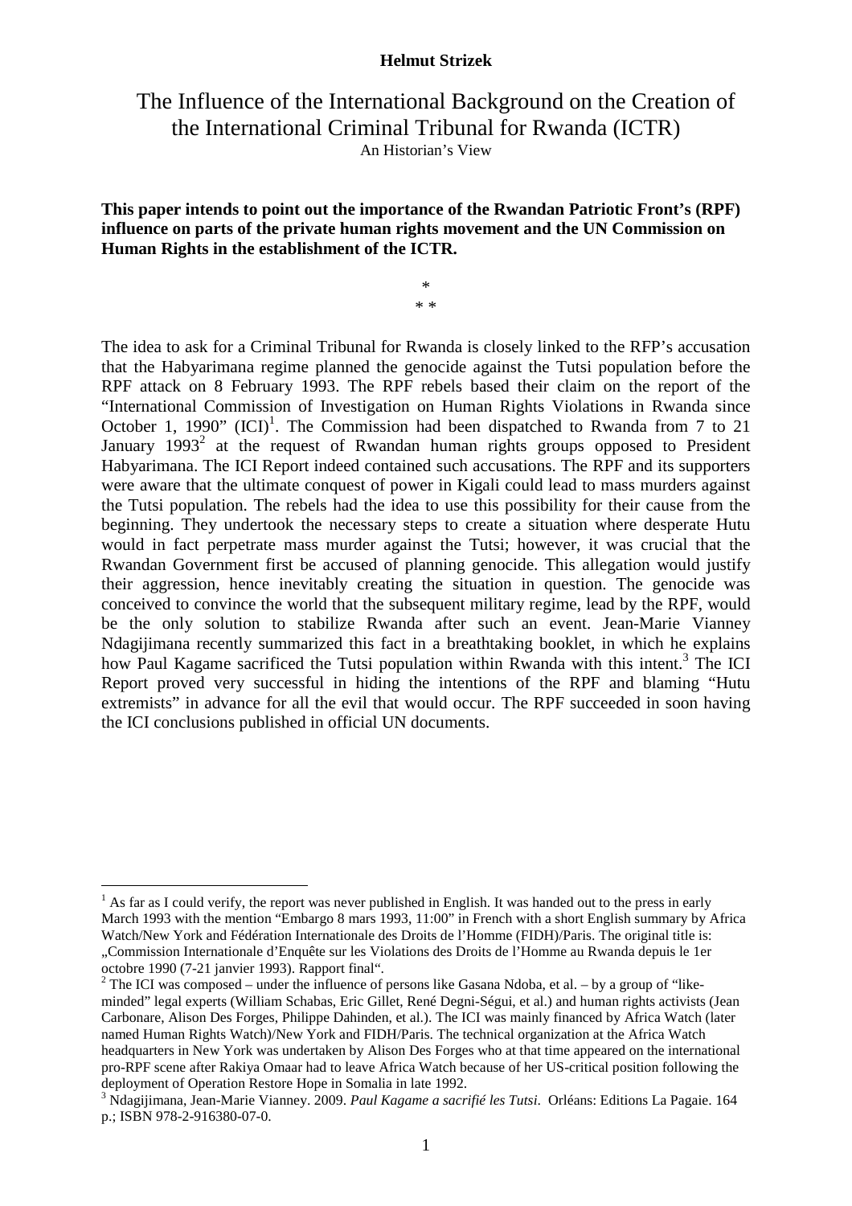**Helmut Strizek**

# The Influence of the International Background on the Creation of the International Criminal Tribunal for Rwanda (ICTR)

An Historian's View

**This paper intends to point out the importance of the Rwandan Patriotic Front's (RPF) influence on parts of the private human rights movement and the UN Commission on Human Rights in the establishment of the ICTR.**

\*
\* \*

The idea to ask for a Criminal Tribunal for Rwanda is closely linked to the RFP's accusation that the Habyarimana regime planned the genocide against the Tutsi population before the RPF attack on 8 February 1993. The RPF rebels based their claim on the report of the "International Commission of Investigation on Human Rights Violations in Rwanda since October 1, 1990" (ICI)[1]. The Commission had been dispatched to Rwanda from 7 to 21 January 1993[2] at the request of Rwandan human rights groups opposed to President Habyarimana. The ICI Report indeed contained such accusations. The RPF and its supporters were aware that the ultimate conquest of power in Kigali could lead to mass murders against the Tutsi population. The rebels had the idea to use this possibility for their cause from the beginning. They undertook the necessary steps to create a situation where desperate Hutu would in fact perpetrate mass murder against the Tutsi; however, it was crucial that the Rwandan Government first be accused of planning genocide. This allegation would justify their aggression, hence inevitably creating the situation in question. The genocide was conceived to convince the world that the subsequent military regime, lead by the RPF, would be the only solution to stabilize Rwanda after such an event. Jean-Marie Vianney Ndagijimana recently summarized this fact in a breathtaking booklet, in which he explains how Paul Kagame sacrificed the Tutsi population within Rwanda with this intent.[3] The ICI Report proved very successful in hiding the intentions of the RPF and blaming "Hutu extremists" in advance for all the evil that would occur. The RPF succeeded in soon having the ICI conclusions published in official UN documents.

---

[1] As far as I could verify, the report was never published in English. It was handed out to the press in early March 1993 with the mention "Embargo 8 mars 1993, 11:00" in French with a short English summary by Africa Watch/New York and Fédération Internationale des Droits de l'Homme (FIDH)/Paris. The original title is: „Commission Internationale d'Enquête sur les Violations des Droits de l'Homme au Rwanda depuis le 1er octobre 1990 (7-21 janvier 1993). Rapport final".

[2] The ICI was composed – under the influence of persons like Gasana Ndoba, et al. – by a group of "like-minded" legal experts (William Schabas, Eric Gillet, René Degni-Ségui, et al.) and human rights activists (Jean Carbonare, Alison Des Forges, Philippe Dahinden, et al.). The ICI was mainly financed by Africa Watch (later named Human Rights Watch)/New York and FIDH/Paris. The technical organization at the Africa Watch headquarters in New York was undertaken by Alison Des Forges who at that time appeared on the international pro-RPF scene after Rakiya Omaar had to leave Africa Watch because of her US-critical position following the deployment of Operation Restore Hope in Somalia in late 1992.

[3] Ndagijimana, Jean-Marie Vianney. 2009. *Paul Kagame a sacrifié les Tutsi*. Orléans: Editions La Pagaie. 164 p.; ISBN 978-2-916380-07-0.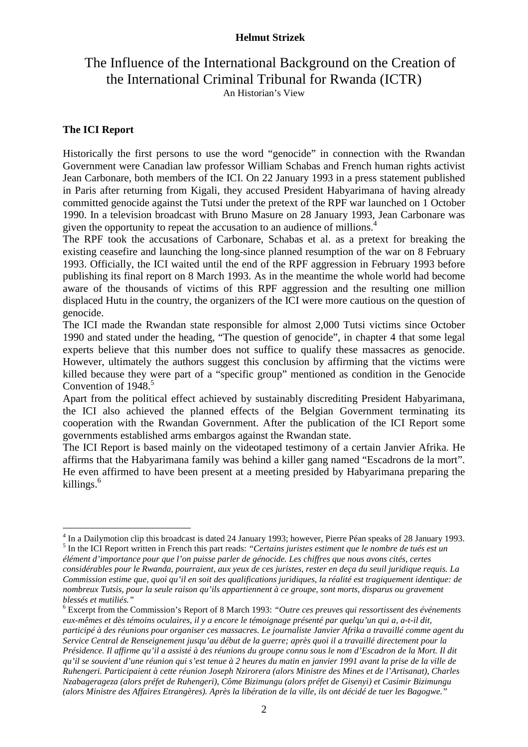**Helmut Strizek**

# The Influence of the International Background on the Creation of the International Criminal Tribunal for Rwanda (ICTR)

An Historian's View

## The ICI Report

Historically the first persons to use the word "genocide" in connection with the Rwandan Government were Canadian law professor William Schabas and French human rights activist Jean Carbonare, both members of the ICI. On 22 January 1993 in a press statement published in Paris after returning from Kigali, they accused President Habyarimana of having already committed genocide against the Tutsi under the pretext of the RPF war launched on 1 October 1990. In a television broadcast with Bruno Masure on 28 January 1993, Jean Carbonare was given the opportunity to repeat the accusation to an audience of millions.[4]

The RPF took the accusations of Carbonare, Schabas et al. as a pretext for breaking the existing ceasefire and launching the long-since planned resumption of the war on 8 February 1993. Officially, the ICI waited until the end of the RPF aggression in February 1993 before publishing its final report on 8 March 1993. As in the meantime the whole world had become aware of the thousands of victims of this RPF aggression and the resulting one million displaced Hutu in the country, the organizers of the ICI were more cautious on the question of genocide.

The ICI made the Rwandan state responsible for almost 2,000 Tutsi victims since October 1990 and stated under the heading, "The question of genocide", in chapter 4 that some legal experts believe that this number does not suffice to qualify these massacres as genocide. However, ultimately the authors suggest this conclusion by affirming that the victims were killed because they were part of a "specific group" mentioned as condition in the Genocide Convention of 1948.[5]

Apart from the political effect achieved by sustainably discrediting President Habyarimana, the ICI also achieved the planned effects of the Belgian Government terminating its cooperation with the Rwandan Government. After the publication of the ICI Report some governments established arms embargos against the Rwandan state.

The ICI Report is based mainly on the videotaped testimony of a certain Janvier Afrika. He affirms that the Habyarimana family was behind a killer gang named "Escadrons de la mort". He even affirmed to have been present at a meeting presided by Habyarimana preparing the killings.[6]

---

[4] In a Dailymotion clip this broadcast is dated 24 January 1993; however, Pierre Péan speaks of 28 January 1993.

[5] In the ICI Report written in French this part reads: *"Certains juristes estiment que le nombre de tués est un élément d'importance pour que l'on puisse parler de génocide. Les chiffres que nous avons cités, certes considérables pour le Rwanda, pourraient, aux yeux de ces juristes, rester en deça du seuil juridique requis. La Commission estime que, quoi qu'il en soit des qualifications juridiques, la réalité est tragiquement identique: de nombreux Tutsis, pour la seule raison qu'ils appartiennent à ce groupe, sont morts, disparus ou gravement blessés et mutiliés."*

[6] Excerpt from the Commission's Report of 8 March 1993: *"Outre ces preuves qui ressortissent des événements eux-mêmes et dès témoins oculaires, il y a encore le témoignage présenté par quelqu'un qui a, a-t-il dit, participé à des réunions pour organiser ces massacres. Le journaliste Janvier Afrika a travaillé comme agent du Service Central de Renseignement jusqu'au début de la guerre; après quoi il a travaillé directement pour la Présidence. Il affirme qu'il a assisté à des réunions du groupe connu sous le nom d'Escadron de la Mort. Il dit qu'il se souvient d'une réunion qui s'est tenue à 2 heures du matin en janvier 1991 avant la prise de la ville de Ruhengeri. Participaient à cette réunion Joseph Nzirorera (alors Ministre des Mines et de l'Artisanat), Charles Nzabagerageza (alors préfet de Ruhengeri), Côme Bizimungu (alors préfet de Gisenyi) et Casimir Bizimungu (alors Ministre des Affaires Etrangères). Après la libération de la ville, ils ont décidé de tuer les Bagogwe."*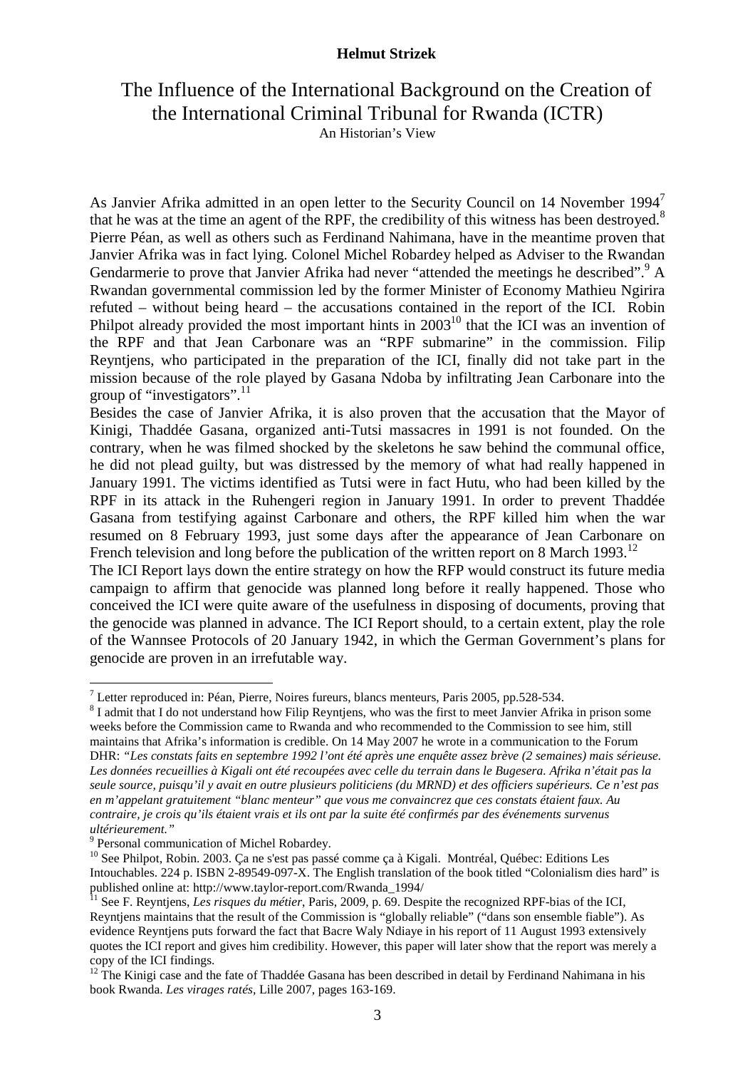As Janvier Afrika admitted in an open letter to the Security Council on 14 November 1994[7] that he was at the time an agent of the RPF, the credibility of this witness has been destroyed.[8] Pierre Péan, as well as others such as Ferdinand Nahimana, have in the meantime proven that Janvier Afrika was in fact lying. Colonel Michel Robardey helped as Adviser to the Rwandan Gendarmerie to prove that Janvier Afrika had never "attended the meetings he described".[9] A Rwandan governmental commission led by the former Minister of Economy Mathieu Ngirira refuted – without being heard – the accusations contained in the report of the ICI. Robin Philpot already provided the most important hints in 2003[10] that the ICI was an invention of the RPF and that Jean Carbonare was an "RPF submarine" in the commission. Filip Reyntjens, who participated in the preparation of the ICI, finally did not take part in the mission because of the role played by Gasana Ndoba by infiltrating Jean Carbonare into the group of "investigators".[11]

Besides the case of Janvier Afrika, it is also proven that the accusation that the Mayor of Kinigi, Thaddée Gasana, organized anti-Tutsi massacres in 1991 is not founded. On the contrary, when he was filmed shocked by the skeletons he saw behind the communal office, he did not plead guilty, but was distressed by the memory of what had really happened in January 1991. The victims identified as Tutsi were in fact Hutu, who had been killed by the RPF in its attack in the Ruhengeri region in January 1991. In order to prevent Thaddée Gasana from testifying against Carbonare and others, the RPF killed him when the war resumed on 8 February 1993, just some days after the appearance of Jean Carbonare on French television and long before the publication of the written report on 8 March 1993.[12]

The ICI Report lays down the entire strategy on how the RFP would construct its future media campaign to affirm that genocide was planned long before it really happened. Those who conceived the ICI were quite aware of the usefulness in disposing of documents, proving that the genocide was planned in advance. The ICI Report should, to a certain extent, play the role of the Wannsee Protocols of 20 January 1942, in which the German Government's plans for genocide are proven in an irrefutable way.

---

[7] Letter reproduced in: Péan, Pierre, Noires fureurs, blancs menteurs, Paris 2005, pp.528-534.

[8] I admit that I do not understand how Filip Reyntjens, who was the first to meet Janvier Afrika in prison some weeks before the Commission came to Rwanda and who recommended to the Commission to see him, still maintains that Afrika's information is credible. On 14 May 2007 he wrote in a communication to the Forum DHR: *"Les constats faits en septembre 1992 l'ont été après une enquête assez brève (2 semaines) mais sérieuse. Les données recueillies à Kigali ont été recoupées avec celle du terrain dans le Bugesera. Afrika n'était pas la seule source, puisqu'il y avait en outre plusieurs politiciens (du MRND) et des officiers supérieurs. Ce n'est pas en m'appelant gratuitement "blanc menteur" que vous me convaincrez que ces constats étaient faux. Au contraire, je crois qu'ils étaient vrais et ils ont par la suite été confirmés par des événements survenus ultérieurement."*

[9] Personal communication of Michel Robardey.

[10] See Philpot, Robin. 2003. Ça ne s'est pas passé comme ça à Kigali. Montréal, Québec: Editions Les Intouchables. 224 p. ISBN 2-89549-097-X. The English translation of the book titled "Colonialism dies hard" is published online at: http://www.taylor-report.com/Rwanda_1994/

[11] See F. Reyntjens, *Les risques du métier*, Paris, 2009, p. 69. Despite the recognized RPF-bias of the ICI, Reyntjens maintains that the result of the Commission is "globally reliable" ("dans son ensemble fiable"). As evidence Reyntjens puts forward the fact that Bacre Waly Ndiaye in his report of 11 August 1993 extensively quotes the ICI report and gives him credibility. However, this paper will later show that the report was merely a copy of the ICI findings.

[12] The Kinigi case and the fate of Thaddée Gasana has been described in detail by Ferdinand Nahimana in his book Rwanda. *Les virages ratés*, Lille 2007, pages 163-169.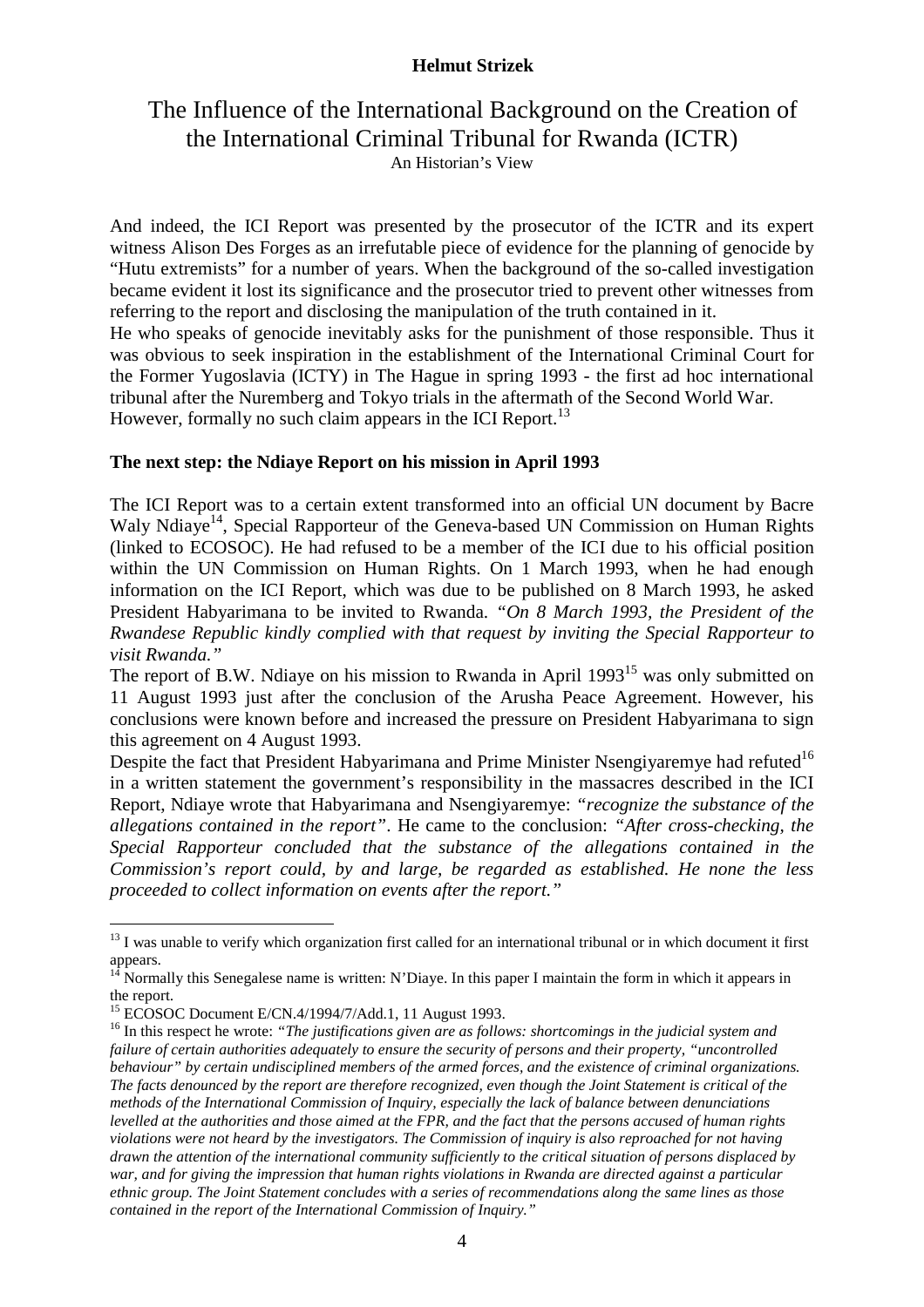# The Influence of the International Background on the Creation of the International Criminal Tribunal for Rwanda (ICTR)

An Historian's View

And indeed, the ICI Report was presented by the prosecutor of the ICTR and its expert witness Alison Des Forges as an irrefutable piece of evidence for the planning of genocide by "Hutu extremists" for a number of years. When the background of the so-called investigation became evident it lost its significance and the prosecutor tried to prevent other witnesses from referring to the report and disclosing the manipulation of the truth contained in it.

He who speaks of genocide inevitably asks for the punishment of those responsible. Thus it was obvious to seek inspiration in the establishment of the International Criminal Court for the Former Yugoslavia (ICTY) in The Hague in spring 1993 - the first ad hoc international tribunal after the Nuremberg and Tokyo trials in the aftermath of the Second World War. However, formally no such claim appears in the ICI Report.[13]

**The next step: the Ndiaye Report on his mission in April 1993**

The ICI Report was to a certain extent transformed into an official UN document by Bacre Waly Ndiaye[14], Special Rapporteur of the Geneva-based UN Commission on Human Rights (linked to ECOSOC). He had refused to be a member of the ICI due to his official position within the UN Commission on Human Rights. On 1 March 1993, when he had enough information on the ICI Report, which was due to be published on 8 March 1993, he asked President Habyarimana to be invited to Rwanda. *"On 8 March 1993, the President of the Rwandese Republic kindly complied with that request by inviting the Special Rapporteur to visit Rwanda."*

The report of B.W. Ndiaye on his mission to Rwanda in April 1993[15] was only submitted on 11 August 1993 just after the conclusion of the Arusha Peace Agreement. However, his conclusions were known before and increased the pressure on President Habyarimana to sign this agreement on 4 August 1993.

Despite the fact that President Habyarimana and Prime Minister Nsengiyaremye had refuted[16] in a written statement the government's responsibility in the massacres described in the ICI Report, Ndiaye wrote that Habyarimana and Nsengiyaremye: *"recognize the substance of the allegations contained in the report"*. He came to the conclusion: *"After cross-checking, the Special Rapporteur concluded that the substance of the allegations contained in the Commission's report could, by and large, be regarded as established. He none the less proceeded to collect information on events after the report."*

---

[13] I was unable to verify which organization first called for an international tribunal or in which document it first appears.

[14] Normally this Senegalese name is written: N'Diaye. In this paper I maintain the form in which it appears in the report.

[15] ECOSOC Document E/CN.4/1994/7/Add.1, 11 August 1993.

[16] In this respect he wrote: *"The justifications given are as follows: shortcomings in the judicial system and failure of certain authorities adequately to ensure the security of persons and their property, "uncontrolled behaviour" by certain undisciplined members of the armed forces, and the existence of criminal organizations. The facts denounced by the report are therefore recognized, even though the Joint Statement is critical of the methods of the International Commission of Inquiry, especially the lack of balance between denunciations levelled at the authorities and those aimed at the FPR, and the fact that the persons accused of human rights violations were not heard by the investigators. The Commission of inquiry is also reproached for not having drawn the attention of the international community sufficiently to the critical situation of persons displaced by war, and for giving the impression that human rights violations in Rwanda are directed against a particular ethnic group. The Joint Statement concludes with a series of recommendations along the same lines as those contained in the report of the International Commission of Inquiry."*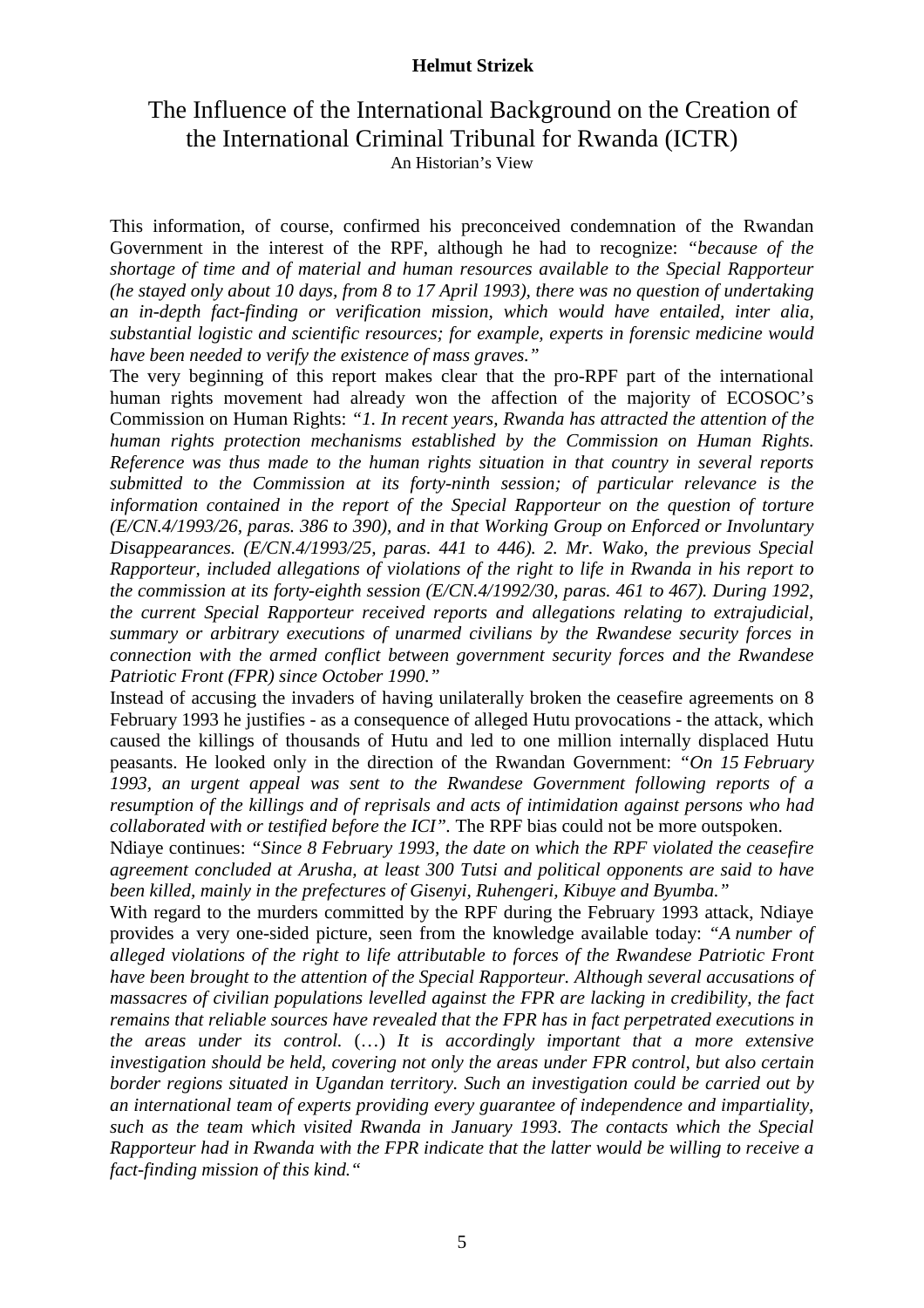This information, of course, confirmed his preconceived condemnation of the Rwandan Government in the interest of the RPF, although he had to recognize: *"because of the shortage of time and of material and human resources available to the Special Rapporteur (he stayed only about 10 days, from 8 to 17 April 1993), there was no question of undertaking an in-depth fact-finding or verification mission, which would have entailed, inter alia, substantial logistic and scientific resources; for example, experts in forensic medicine would have been needed to verify the existence of mass graves."*

The very beginning of this report makes clear that the pro-RPF part of the international human rights movement had already won the affection of the majority of ECOSOC's Commission on Human Rights: *"1. In recent years, Rwanda has attracted the attention of the human rights protection mechanisms established by the Commission on Human Rights. Reference was thus made to the human rights situation in that country in several reports submitted to the Commission at its forty-ninth session; of particular relevance is the information contained in the report of the Special Rapporteur on the question of torture (E/CN.4/1993/26, paras. 386 to 390), and in that Working Group on Enforced or Involuntary Disappearances. (E/CN.4/1993/25, paras. 441 to 446). 2. Mr. Wako, the previous Special Rapporteur, included allegations of violations of the right to life in Rwanda in his report to the commission at its forty-eighth session (E/CN.4/1992/30, paras. 461 to 467). During 1992, the current Special Rapporteur received reports and allegations relating to extrajudicial, summary or arbitrary executions of unarmed civilians by the Rwandese security forces in connection with the armed conflict between government security forces and the Rwandese Patriotic Front (FPR) since October 1990."*

Instead of accusing the invaders of having unilaterally broken the ceasefire agreements on 8 February 1993 he justifies - as a consequence of alleged Hutu provocations - the attack, which caused the killings of thousands of Hutu and led to one million internally displaced Hutu peasants. He looked only in the direction of the Rwandan Government: *"On 15 February 1993, an urgent appeal was sent to the Rwandese Government following reports of a resumption of the killings and of reprisals and acts of intimidation against persons who had collaborated with or testified before the ICI"*. The RPF bias could not be more outspoken.

Ndiaye continues: *"Since 8 February 1993, the date on which the RPF violated the ceasefire agreement concluded at Arusha, at least 300 Tutsi and political opponents are said to have been killed, mainly in the prefectures of Gisenyi, Ruhengeri, Kibuye and Byumba."*

With regard to the murders committed by the RPF during the February 1993 attack, Ndiaye provides a very one-sided picture, seen from the knowledge available today: *"A number of alleged violations of the right to life attributable to forces of the Rwandese Patriotic Front have been brought to the attention of the Special Rapporteur. Although several accusations of massacres of civilian populations levelled against the FPR are lacking in credibility, the fact remains that reliable sources have revealed that the FPR has in fact perpetrated executions in the areas under its control.* (…) *It is accordingly important that a more extensive investigation should be held, covering not only the areas under FPR control, but also certain border regions situated in Ugandan territory. Such an investigation could be carried out by an international team of experts providing every guarantee of independence and impartiality, such as the team which visited Rwanda in January 1993. The contacts which the Special Rapporteur had in Rwanda with the FPR indicate that the latter would be willing to receive a fact-finding mission of this kind."*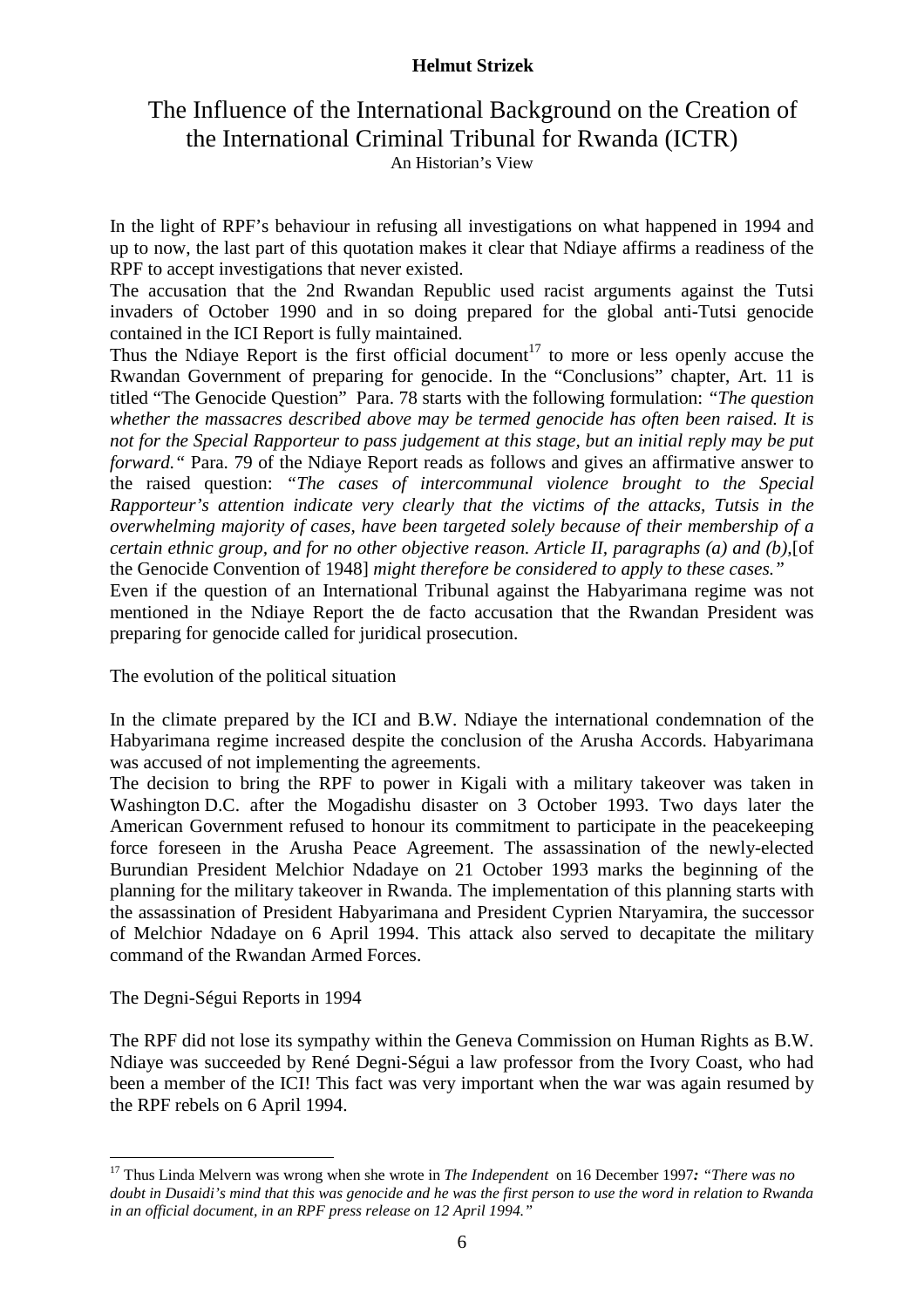In the light of RPF's behaviour in refusing all investigations on what happened in 1994 and up to now, the last part of this quotation makes it clear that Ndiaye affirms a readiness of the RPF to accept investigations that never existed.

The accusation that the 2nd Rwandan Republic used racist arguments against the Tutsi invaders of October 1990 and in so doing prepared for the global anti-Tutsi genocide contained in the ICI Report is fully maintained.

Thus the Ndiaye Report is the first official document[17] to more or less openly accuse the Rwandan Government of preparing for genocide. In the "Conclusions" chapter, Art. 11 is titled "The Genocide Question" Para. 78 starts with the following formulation: *"The question whether the massacres described above may be termed genocide has often been raised. It is not for the Special Rapporteur to pass judgement at this stage, but an initial reply may be put forward."* Para. 79 of the Ndiaye Report reads as follows and gives an affirmative answer to the raised question: *"The cases of intercommunal violence brought to the Special Rapporteur's attention indicate very clearly that the victims of the attacks, Tutsis in the overwhelming majority of cases, have been targeted solely because of their membership of a certain ethnic group, and for no other objective reason. Article II, paragraphs (a) and (b),*[of the Genocide Convention of 1948] *might therefore be considered to apply to these cases."*

Even if the question of an International Tribunal against the Habyarimana regime was not mentioned in the Ndiaye Report the de facto accusation that the Rwandan President was preparing for genocide called for juridical prosecution.

## The evolution of the political situation

In the climate prepared by the ICI and B.W. Ndiaye the international condemnation of the Habyarimana regime increased despite the conclusion of the Arusha Accords. Habyarimana was accused of not implementing the agreements.

The decision to bring the RPF to power in Kigali with a military takeover was taken in Washington D.C. after the Mogadishu disaster on 3 October 1993. Two days later the American Government refused to honour its commitment to participate in the peacekeeping force foreseen in the Arusha Peace Agreement. The assassination of the newly-elected Burundian President Melchior Ndadaye on 21 October 1993 marks the beginning of the planning for the military takeover in Rwanda. The implementation of this planning starts with the assassination of President Habyarimana and President Cyprien Ntaryamira, the successor of Melchior Ndadaye on 6 April 1994. This attack also served to decapitate the military command of the Rwandan Armed Forces.

## The Degni-Ségui Reports in 1994

The RPF did not lose its sympathy within the Geneva Commission on Human Rights as B.W. Ndiaye was succeeded by René Degni-Ségui a law professor from the Ivory Coast, who had been a member of the ICI! This fact was very important when the war was again resumed by the RPF rebels on 6 April 1994.

---

[17] Thus Linda Melvern was wrong when she wrote in *The Independent* on 16 December 1997*:* *"There was no doubt in Dusaidi's mind that this was genocide and he was the first person to use the word in relation to Rwanda in an official document, in an RPF press release on 12 April 1994."*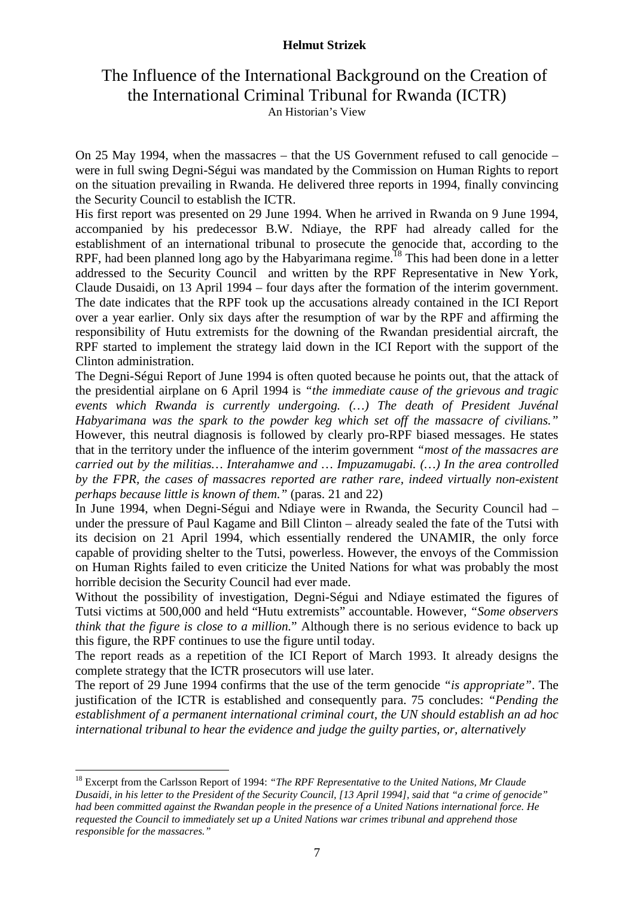# The Influence of the International Background on the Creation of the International Criminal Tribunal for Rwanda (ICTR)

An Historian's View

On 25 May 1994, when the massacres – that the US Government refused to call genocide – were in full swing Degni-Ségui was mandated by the Commission on Human Rights to report on the situation prevailing in Rwanda. He delivered three reports in 1994, finally convincing the Security Council to establish the ICTR.

His first report was presented on 29 June 1994. When he arrived in Rwanda on 9 June 1994, accompanied by his predecessor B.W. Ndiaye, the RPF had already called for the establishment of an international tribunal to prosecute the genocide that, according to the RPF, had been planned long ago by the Habyarimana regime.[18] This had been done in a letter addressed to the Security Council and written by the RPF Representative in New York, Claude Dusaidi, on 13 April 1994 – four days after the formation of the interim government. The date indicates that the RPF took up the accusations already contained in the ICI Report over a year earlier. Only six days after the resumption of war by the RPF and affirming the responsibility of Hutu extremists for the downing of the Rwandan presidential aircraft, the RPF started to implement the strategy laid down in the ICI Report with the support of the Clinton administration.

The Degni-Ségui Report of June 1994 is often quoted because he points out, that the attack of the presidential airplane on 6 April 1994 is *"the immediate cause of the grievous and tragic events which Rwanda is currently undergoing. (…) The death of President Juvénal Habyarimana was the spark to the powder keg which set off the massacre of civilians."* However, this neutral diagnosis is followed by clearly pro-RPF biased messages. He states that in the territory under the influence of the interim government *"most of the massacres are carried out by the militias… Interahamwe and … Impuzamugabi. (…) In the area controlled by the FPR, the cases of massacres reported are rather rare, indeed virtually non-existent perhaps because little is known of them."* (paras. 21 and 22)

In June 1994, when Degni-Ségui and Ndiaye were in Rwanda, the Security Council had – under the pressure of Paul Kagame and Bill Clinton – already sealed the fate of the Tutsi with its decision on 21 April 1994, which essentially rendered the UNAMIR, the only force capable of providing shelter to the Tutsi, powerless. However, the envoys of the Commission on Human Rights failed to even criticize the United Nations for what was probably the most horrible decision the Security Council had ever made.

Without the possibility of investigation, Degni-Ségui and Ndiaye estimated the figures of Tutsi victims at 500,000 and held "Hutu extremists" accountable. However, *"Some observers think that the figure is close to a million.*" Although there is no serious evidence to back up this figure, the RPF continues to use the figure until today.

The report reads as a repetition of the ICI Report of March 1993. It already designs the complete strategy that the ICTR prosecutors will use later.

The report of 29 June 1994 confirms that the use of the term genocide *"is appropriate"*. The justification of the ICTR is established and consequently para. 75 concludes: *"Pending the establishment of a permanent international criminal court, the UN should establish an ad hoc international tribunal to hear the evidence and judge the guilty parties, or, alternatively*

---

[18] Excerpt from the Carlsson Report of 1994: *"The RPF Representative to the United Nations, Mr Claude Dusaidi, in his letter to the President of the Security Council, [13 April 1994], said that "a crime of genocide" had been committed against the Rwandan people in the presence of a United Nations international force. He requested the Council to immediately set up a United Nations war crimes tribunal and apprehend those responsible for the massacres."*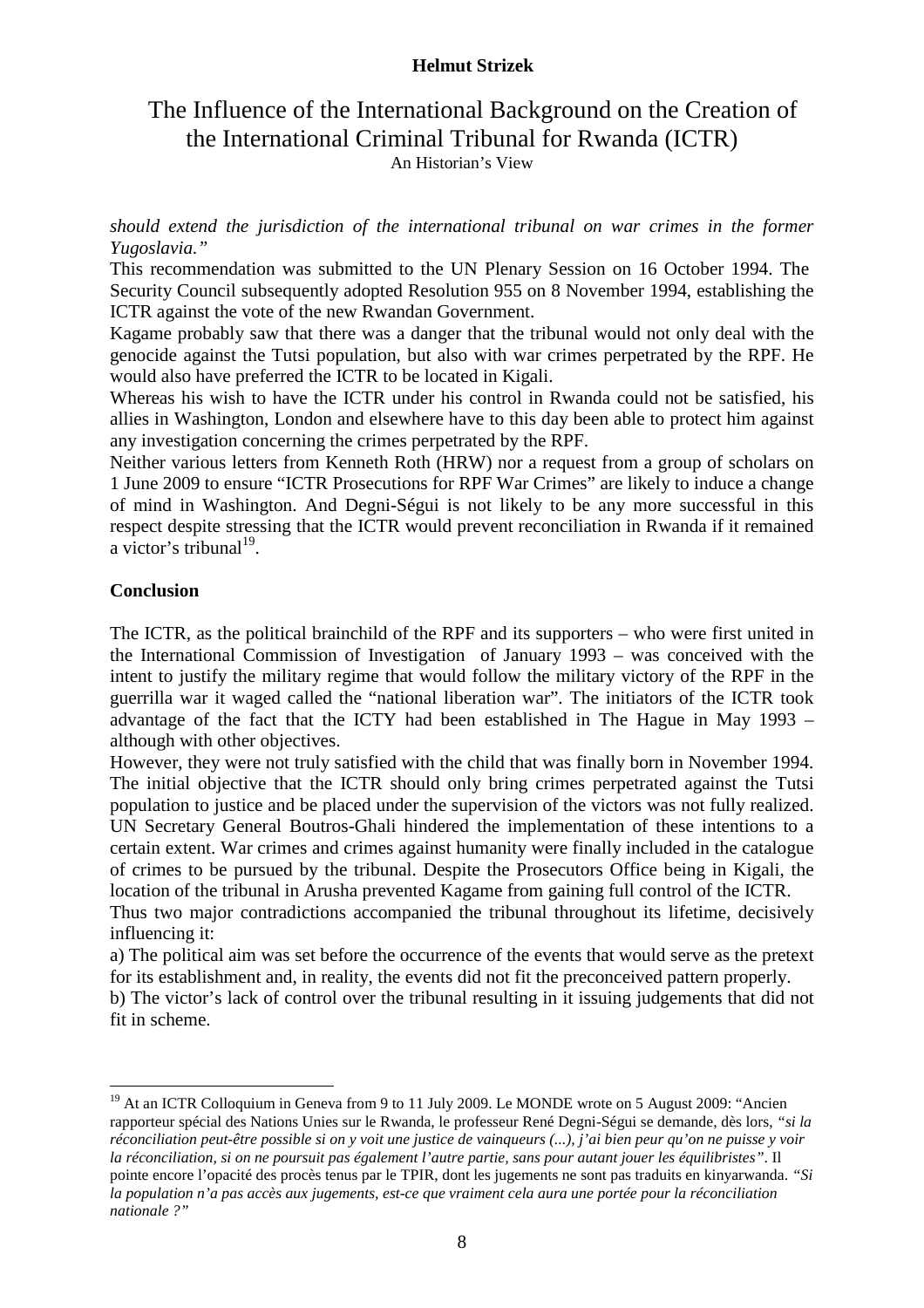*should extend the jurisdiction of the international tribunal on war crimes in the former Yugoslavia."*

This recommendation was submitted to the UN Plenary Session on 16 October 1994. The Security Council subsequently adopted Resolution 955 on 8 November 1994, establishing the ICTR against the vote of the new Rwandan Government.

Kagame probably saw that there was a danger that the tribunal would not only deal with the genocide against the Tutsi population, but also with war crimes perpetrated by the RPF. He would also have preferred the ICTR to be located in Kigali.

Whereas his wish to have the ICTR under his control in Rwanda could not be satisfied, his allies in Washington, London and elsewhere have to this day been able to protect him against any investigation concerning the crimes perpetrated by the RPF.

Neither various letters from Kenneth Roth (HRW) nor a request from a group of scholars on 1 June 2009 to ensure "ICTR Prosecutions for RPF War Crimes" are likely to induce a change of mind in Washington. And Degni-Ségui is not likely to be any more successful in this respect despite stressing that the ICTR would prevent reconciliation in Rwanda if it remained a victor's tribunal[19].

**Conclusion**

The ICTR, as the political brainchild of the RPF and its supporters – who were first united in the International Commission of Investigation of January 1993 – was conceived with the intent to justify the military regime that would follow the military victory of the RPF in the guerrilla war it waged called the "national liberation war". The initiators of the ICTR took advantage of the fact that the ICTY had been established in The Hague in May 1993 – although with other objectives.

However, they were not truly satisfied with the child that was finally born in November 1994. The initial objective that the ICTR should only bring crimes perpetrated against the Tutsi population to justice and be placed under the supervision of the victors was not fully realized. UN Secretary General Boutros-Ghali hindered the implementation of these intentions to a certain extent. War crimes and crimes against humanity were finally included in the catalogue of crimes to be pursued by the tribunal. Despite the Prosecutors Office being in Kigali, the location of the tribunal in Arusha prevented Kagame from gaining full control of the ICTR.

Thus two major contradictions accompanied the tribunal throughout its lifetime, decisively influencing it:

a) The political aim was set before the occurrence of the events that would serve as the pretext for its establishment and, in reality, the events did not fit the preconceived pattern properly.

b) The victor's lack of control over the tribunal resulting in it issuing judgements that did not fit in scheme.

---

[19] At an ICTR Colloquium in Geneva from 9 to 11 July 2009. Le MONDE wrote on 5 August 2009: "Ancien rapporteur spécial des Nations Unies sur le Rwanda, le professeur René Degni-Ségui se demande, dès lors, *"si la réconciliation peut-être possible si on y voit une justice de vainqueurs (...), j'ai bien peur qu'on ne puisse y voir la réconciliation, si on ne poursuit pas également l'autre partie, sans pour autant jouer les équilibristes"*. Il pointe encore l'opacité des procès tenus par le TPIR, dont les jugements ne sont pas traduits en kinyarwanda. *"Si la population n'a pas accès aux jugements, est-ce que vraiment cela aura une portée pour la réconciliation nationale ?"*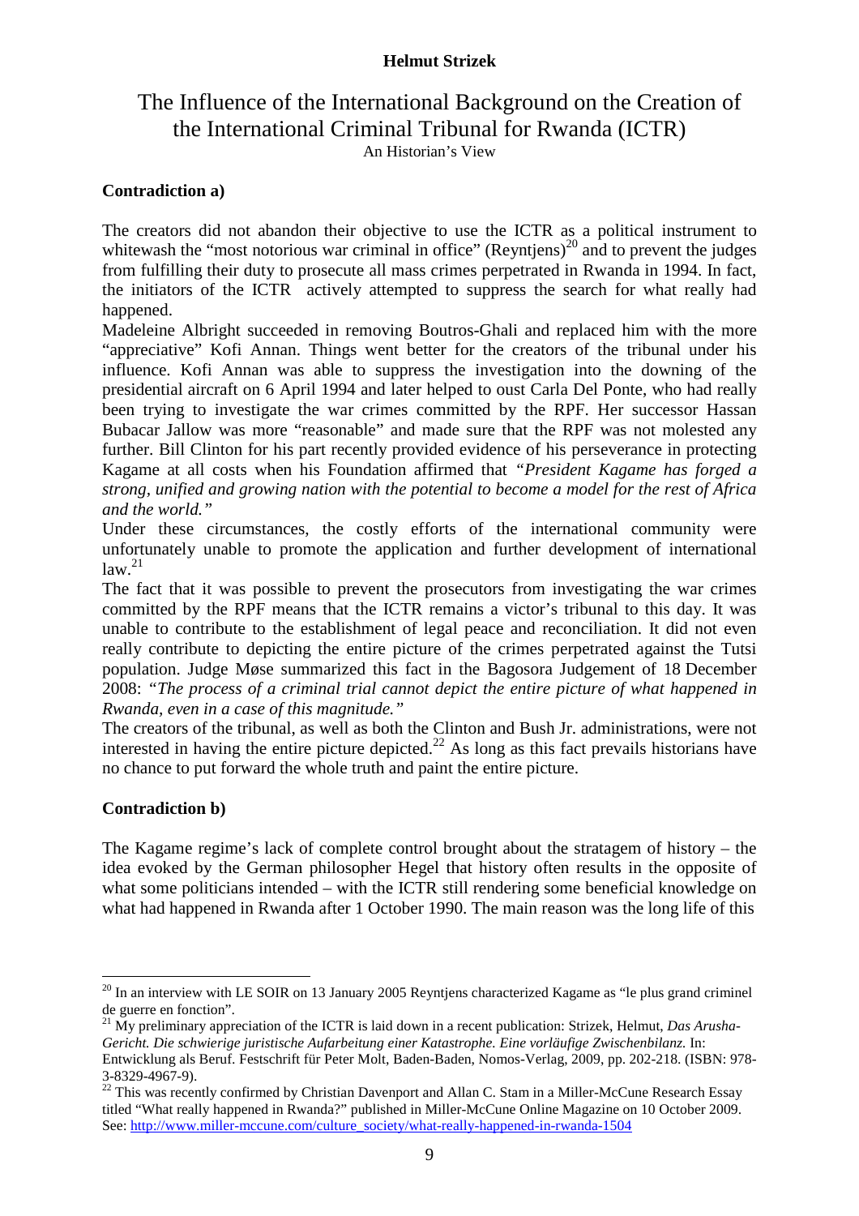## Contradiction a)

The creators did not abandon their objective to use the ICTR as a political instrument to whitewash the "most notorious war criminal in office" (Reyntjens)[20] and to prevent the judges from fulfilling their duty to prosecute all mass crimes perpetrated in Rwanda in 1994. In fact, the initiators of the ICTR actively attempted to suppress the search for what really had happened.

Madeleine Albright succeeded in removing Boutros-Ghali and replaced him with the more "appreciative" Kofi Annan. Things went better for the creators of the tribunal under his influence. Kofi Annan was able to suppress the investigation into the downing of the presidential aircraft on 6 April 1994 and later helped to oust Carla Del Ponte, who had really been trying to investigate the war crimes committed by the RPF. Her successor Hassan Bubacar Jallow was more "reasonable" and made sure that the RPF was not molested any further. Bill Clinton for his part recently provided evidence of his perseverance in protecting Kagame at all costs when his Foundation affirmed that *"President Kagame has forged a strong, unified and growing nation with the potential to become a model for the rest of Africa and the world."*

Under these circumstances, the costly efforts of the international community were unfortunately unable to promote the application and further development of international law.[21]

The fact that it was possible to prevent the prosecutors from investigating the war crimes committed by the RPF means that the ICTR remains a victor's tribunal to this day. It was unable to contribute to the establishment of legal peace and reconciliation. It did not even really contribute to depicting the entire picture of the crimes perpetrated against the Tutsi population. Judge Møse summarized this fact in the Bagosora Judgement of 18 December 2008: *"The process of a criminal trial cannot depict the entire picture of what happened in Rwanda, even in a case of this magnitude."*

The creators of the tribunal, as well as both the Clinton and Bush Jr. administrations, were not interested in having the entire picture depicted.[22] As long as this fact prevails historians have no chance to put forward the whole truth and paint the entire picture.

## Contradiction b)

The Kagame regime's lack of complete control brought about the stratagem of history – the idea evoked by the German philosopher Hegel that history often results in the opposite of what some politicians intended – with the ICTR still rendering some beneficial knowledge on what had happened in Rwanda after 1 October 1990. The main reason was the long life of this

---

[20] In an interview with LE SOIR on 13 January 2005 Reyntjens characterized Kagame as "le plus grand criminel de guerre en fonction".

[21] My preliminary appreciation of the ICTR is laid down in a recent publication: Strizek, Helmut, *Das Arusha-Gericht. Die schwierige juristische Aufarbeitung einer Katastrophe. Eine vorläufige Zwischenbilanz.* In: Entwicklung als Beruf. Festschrift für Peter Molt, Baden-Baden, Nomos-Verlag, 2009, pp. 202-218. (ISBN: 978-3-8329-4967-9).

[22] This was recently confirmed by Christian Davenport and Allan C. Stam in a Miller-McCune Research Essay titled "What really happened in Rwanda?" published in Miller-McCune Online Magazine on 10 October 2009. See: http://www.miller-mccune.com/culture_society/what-really-happened-in-rwanda-1504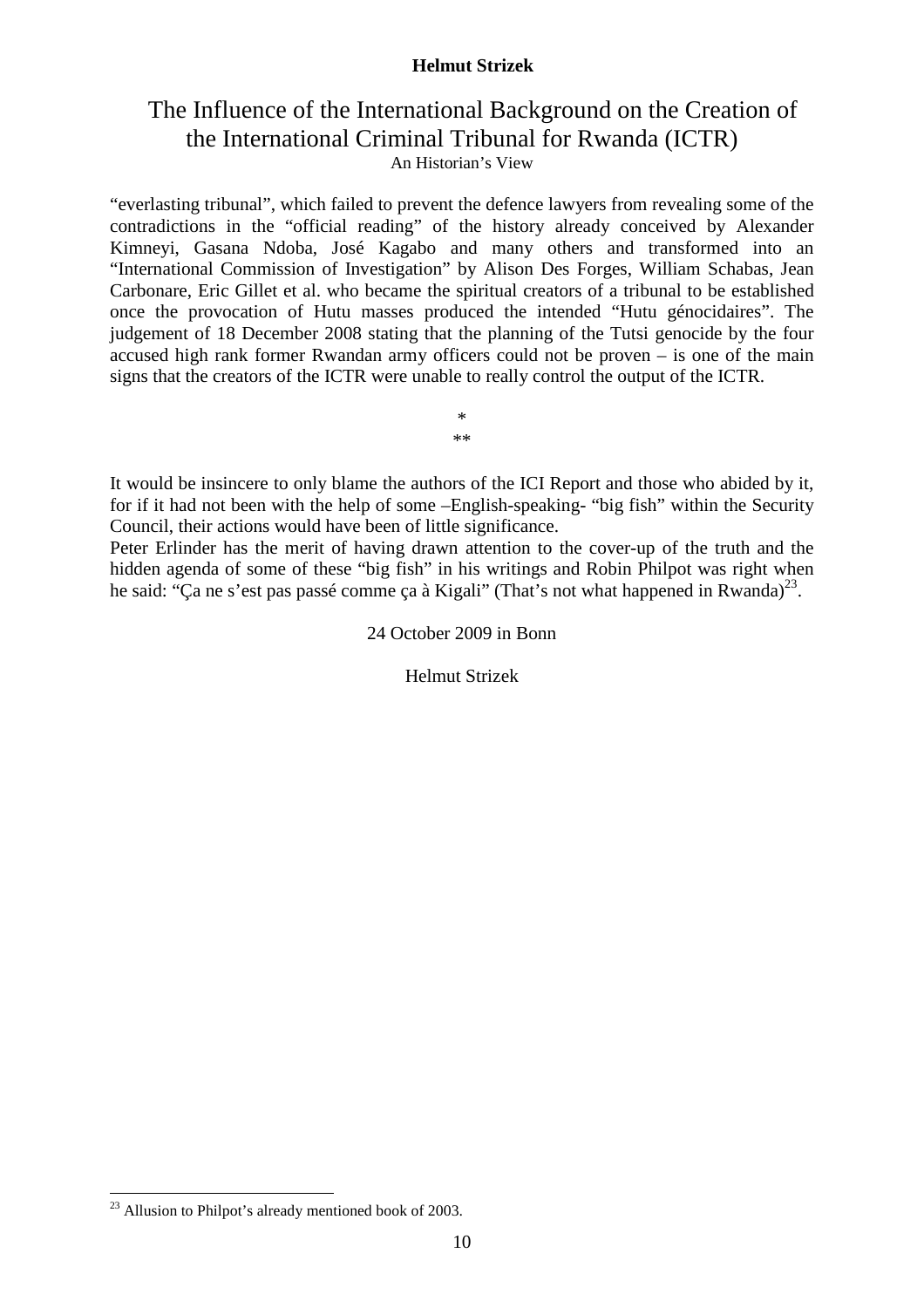"everlasting tribunal", which failed to prevent the defence lawyers from revealing some of the contradictions in the "official reading" of the history already conceived by Alexander Kimneyi, Gasana Ndoba, José Kagabo and many others and transformed into an "International Commission of Investigation" by Alison Des Forges, William Schabas, Jean Carbonare, Eric Gillet et al. who became the spiritual creators of a tribunal to be established once the provocation of Hutu masses produced the intended "Hutu génocidaires". The judgement of 18 December 2008 stating that the planning of the Tutsi genocide by the four accused high rank former Rwandan army officers could not be proven – is one of the main signs that the creators of the ICTR were unable to really control the output of the ICTR.

*
**

It would be insincere to only blame the authors of the ICI Report and those who abided by it, for if it had not been with the help of some –English-speaking- "big fish" within the Security Council, their actions would have been of little significance.

Peter Erlinder has the merit of having drawn attention to the cover-up of the truth and the hidden agenda of some of these "big fish" in his writings and Robin Philpot was right when he said: "Ça ne s'est pas passé comme ça à Kigali" (That's not what happened in Rwanda)[23].

24 October 2009 in Bonn

Helmut Strizek

---

[23] Allusion to Philpot's already mentioned book of 2003.